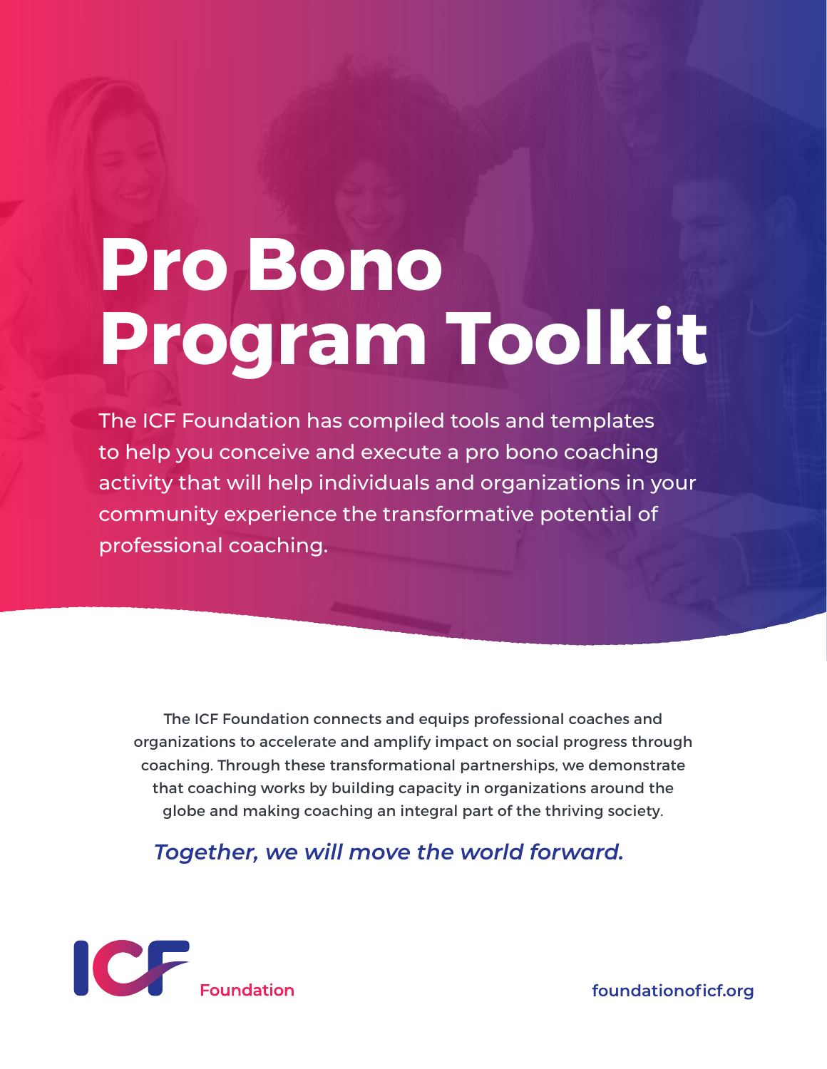# Pro Bono Program Toolkit

The ICF Foundation has compiled tools and templates to help you conceive and execute a pro bono coaching activity that will help individuals and organizations in your community experience the transformative potential of professional coaching.

The ICF Foundation connects and equips professional coaches and organizations to accelerate and amplify impact on social progress through coaching. Through these transformational partnerships, we demonstrate that coaching works by building capacity in organizations around the globe and making coaching an integral part of the thriving society.

*Together, we will move the world forward.*

ICF Foundation

foundationoficf.org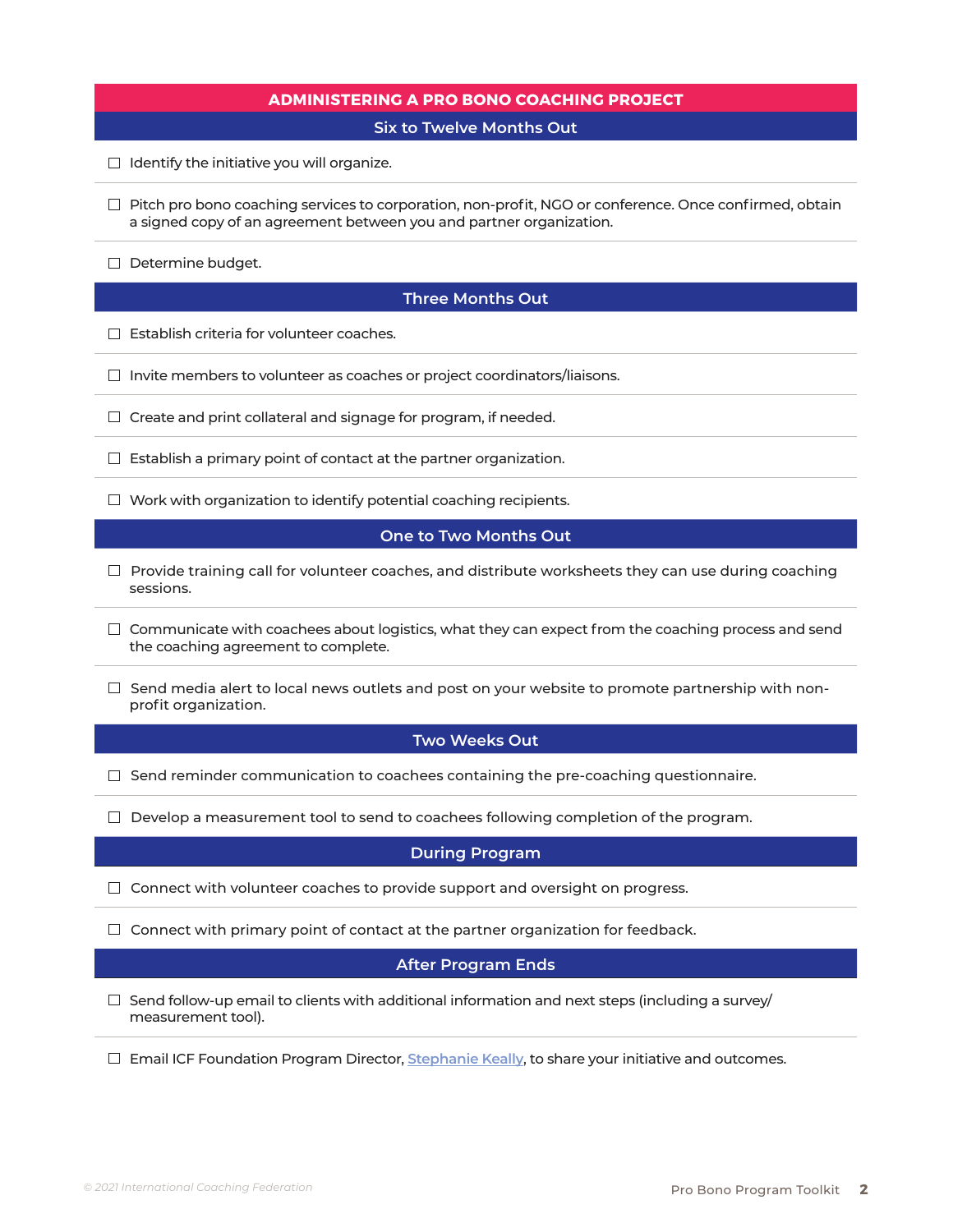## ADMINISTERING A PRO BONO COACHING PROJECT

### Six to Twelve Months Out

- [ ] Identify the initiative you will organize.
- [ ] Pitch pro bono coaching services to corporation, non-profit, NGO or conference. Once confirmed, obtain a signed copy of an agreement between you and partner organization.
- [ ] Determine budget.

### Three Months Out

- [ ] Establish criteria for volunteer coaches.
- [ ] Invite members to volunteer as coaches or project coordinators/liaisons.
- [ ] Create and print collateral and signage for program, if needed.
- [ ] Establish a primary point of contact at the partner organization.
- [ ] Work with organization to identify potential coaching recipients.

### One to Two Months Out

- [ ] Provide training call for volunteer coaches, and distribute worksheets they can use during coaching sessions.
- [ ] Communicate with coachees about logistics, what they can expect from the coaching process and send the coaching agreement to complete.
- [ ] Send media alert to local news outlets and post on your website to promote partnership with non-profit organization.

### Two Weeks Out

- [ ] Send reminder communication to coachees containing the pre-coaching questionnaire.
- [ ] Develop a measurement tool to send to coachees following completion of the program.

### During Program

- [ ] Connect with volunteer coaches to provide support and oversight on progress.
- [ ] Connect with primary point of contact at the partner organization for feedback.

### After Program Ends

- [ ] Send follow-up email to clients with additional information and next steps (including a survey/measurement tool).
- [ ] Email ICF Foundation Program Director, Stephanie Keally, to share your initiative and outcomes.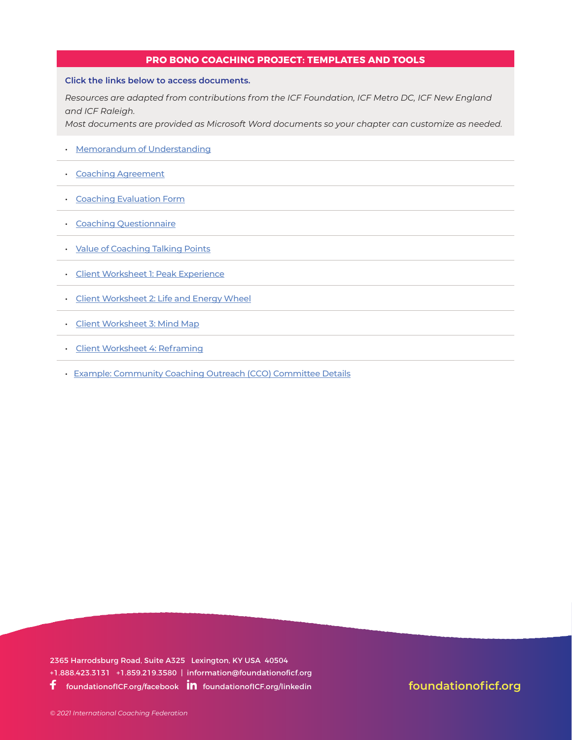## PRO BONO COACHING PROJECT: TEMPLATES AND TOOLS

**Click the links below to access documents.**

*Resources are adapted from contributions from the ICF Foundation, ICF Metro DC, ICF New England and ICF Raleigh.*
*Most documents are provided as Microsoft Word documents so your chapter can customize as needed.*

- Memorandum of Understanding
- Coaching Agreement
- Coaching Evaluation Form
- Coaching Questionnaire
- Value of Coaching Talking Points
- Client Worksheet 1: Peak Experience
- Client Worksheet 2: Life and Energy Wheel
- Client Worksheet 3: Mind Map
- Client Worksheet 4: Reframing
- Example: Community Coaching Outreach (CCO) Committee Details

2365 Harrodsburg Road, Suite A325 Lexington, KY USA 40504
+1.888.423.3131 +1.859.219.3580 | information@foundationoficf.org
foundationofICF.org/facebook foundationofICF.org/linkedin

foundationoficf.org

*© 2021 International Coaching Federation*